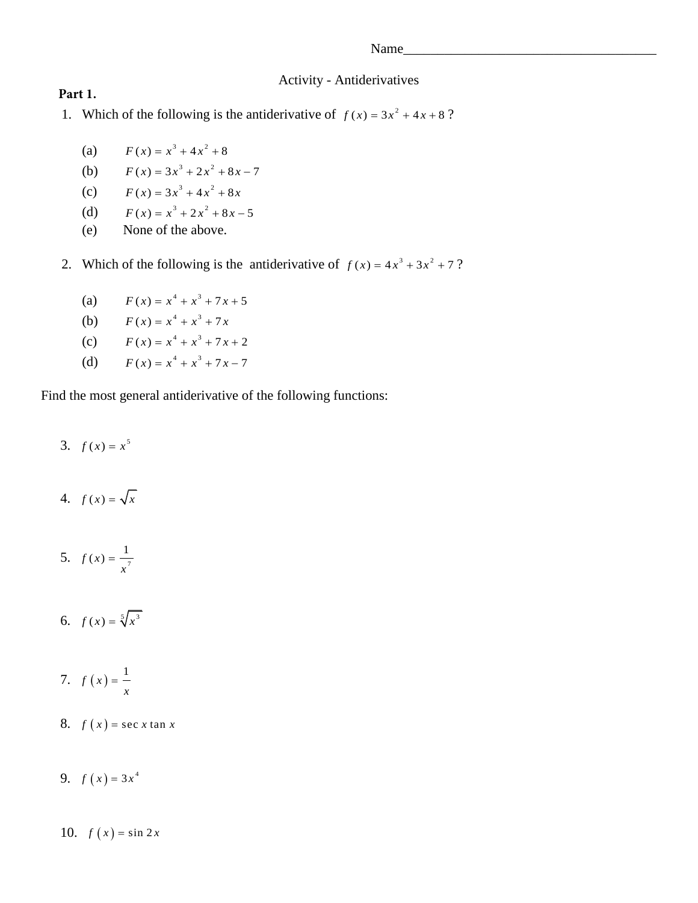Name_____________________________________

Activity - Antiderivatives

**Part 1.**

1. Which of the following is the antiderivative of $f(x) = 3x^2 + 4x + 8$ ?

   (a) $F(x) = x^3 + 4x^2 + 8$
   
   (b) $F(x) = 3x^3 + 2x^2 + 8x - 7$
   
   (c) $F(x) = 3x^3 + 4x^2 + 8x$
   
   (d) $F(x) = x^3 + 2x^2 + 8x - 5$
   
   (e) None of the above.

2. Which of the following is the antiderivative of $f(x) = 4x^3 + 3x^2 + 7$ ?

   (a) $F(x) = x^4 + x^3 + 7x + 5$
   
   (b) $F(x) = x^4 + x^3 + 7x$
   
   (c) $F(x) = x^4 + x^3 + 7x + 2$
   
   (d) $F(x) = x^4 + x^3 + 7x - 7$

Find the most general antiderivative of the following functions:

3. $f(x) = x^5$

4. $f(x) = \sqrt{x}$

5. $f(x) = \dfrac{1}{x^7}$

6. $f(x) = \sqrt[5]{x^3}$

7. $f(x) = \dfrac{1}{x}$

8. $f(x) = \sec x \tan x$

9. $f(x) = 3x^4$

10. $f(x) = \sin 2x$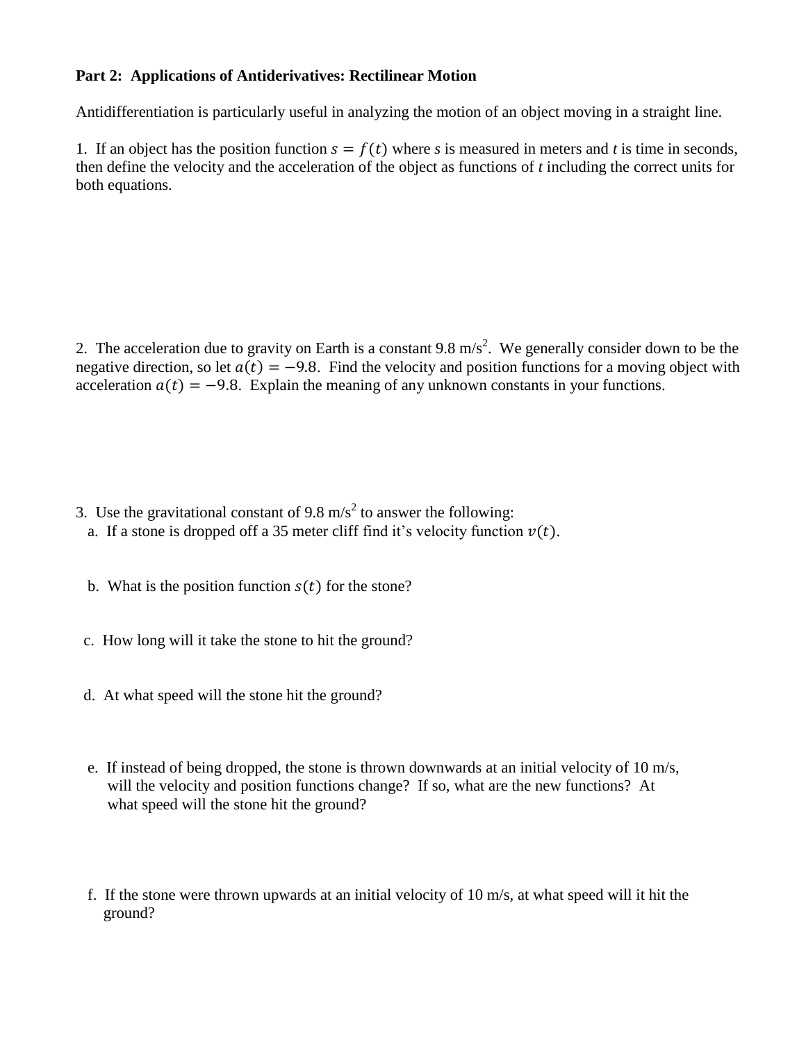**Part 2: Applications of Antiderivatives: Rectilinear Motion**

Antidifferentiation is particularly useful in analyzing the motion of an object moving in a straight line.

1. If an object has the position function $s = f(t)$ where *s* is measured in meters and *t* is time in seconds, then define the velocity and the acceleration of the object as functions of *t* including the correct units for both equations.

2. The acceleration due to gravity on Earth is a constant 9.8 m/s$^2$. We generally consider down to be the negative direction, so let $a(t) = -9.8$. Find the velocity and position functions for a moving object with acceleration $a(t) = -9.8$. Explain the meaning of any unknown constants in your functions.

3. Use the gravitational constant of 9.8 m/s$^2$ to answer the following:

a. If a stone is dropped off a 35 meter cliff find it's velocity function $v(t)$.

b. What is the position function $s(t)$ for the stone?

c. How long will it take the stone to hit the ground?

d. At what speed will the stone hit the ground?

e. If instead of being dropped, the stone is thrown downwards at an initial velocity of 10 m/s, will the velocity and position functions change? If so, what are the new functions? At what speed will the stone hit the ground?

f. If the stone were thrown upwards at an initial velocity of 10 m/s, at what speed will it hit the ground?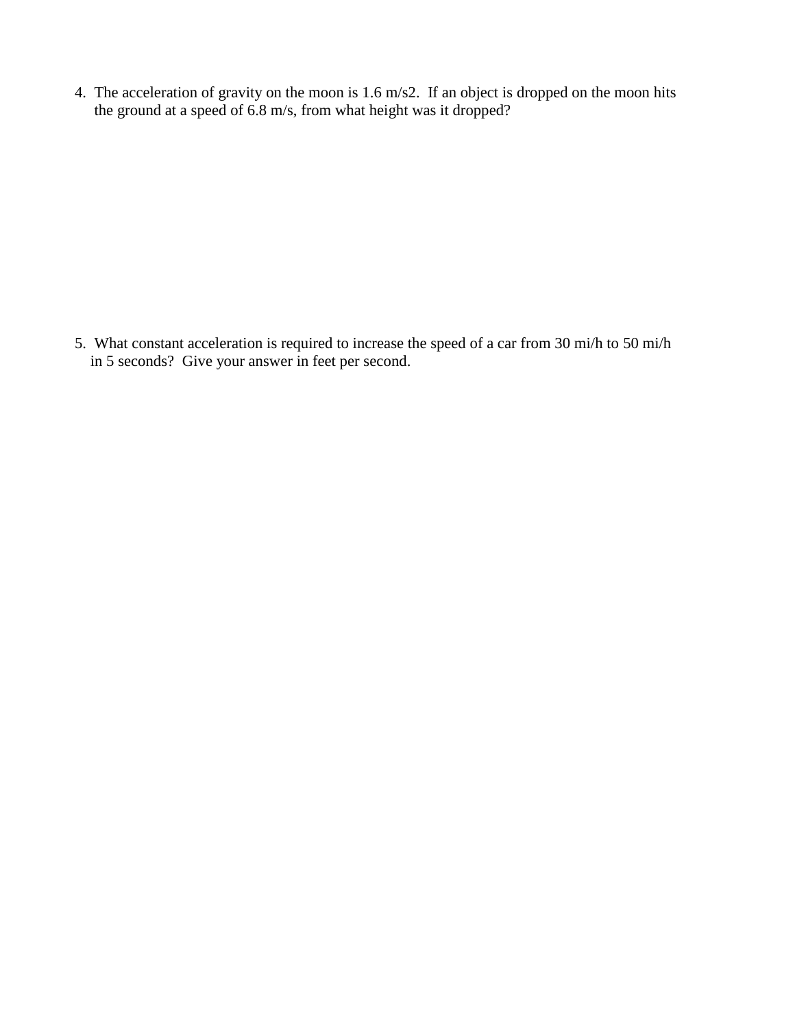4. The acceleration of gravity on the moon is 1.6 m/s2. If an object is dropped on the moon hits the ground at a speed of 6.8 m/s, from what height was it dropped?

5. What constant acceleration is required to increase the speed of a car from 30 mi/h to 50 mi/h in 5 seconds? Give your answer in feet per second.